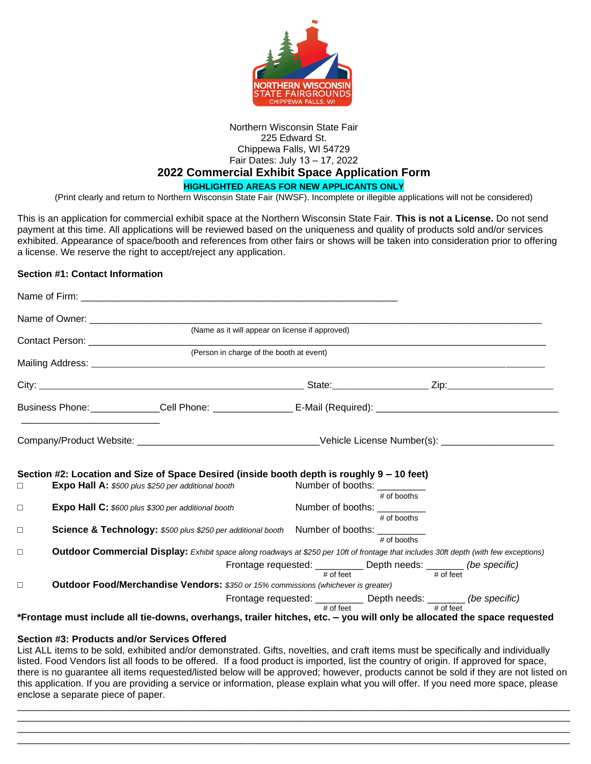Northern Wisconsin State Fair
225 Edward St.
Chippewa Falls, WI 54729
Fair Dates: July 13 – 17, 2022

# 2022 Commercial Exhibit Space Application Form

**HIGHLIGHTED AREAS FOR NEW APPLICANTS ONLY**

(Print clearly and return to Northern Wisconsin State Fair (NWSF). Incomplete or illegible applications will not be considered)

This is an application for commercial exhibit space at the Northern Wisconsin State Fair. **This is not a License.** Do not send payment at this time. All applications will be reviewed based on the uniqueness and quality of products sold and/or services exhibited. Appearance of space/booth and references from other fairs or shows will be taken into consideration prior to offering a license. We reserve the right to accept/reject any application.

**Section #1: Contact Information**

Name of Firm: ______________________________________________________________

Name of Owner: ______________________________________________________________
(Name as it will appear on license if approved)

Contact Person: ______________________________________________________________
(Person in charge of the booth at event)

Mailing Address: ______________________________________________________________

City: ______________________________ State:__________________ Zip:____________________

Business Phone:_____________Cell Phone: _______________ E-Mail (Required): __________________________________
__________________________

Company/Product Website: __________________________________Vehicle License Number(s): _____________________

**Section #2: Location and Size of Space Desired (inside booth depth is roughly 9 – 10 feet)**

☐ **Expo Hall A:** *$500 plus $250 per additional booth* Number of booths: _________ (# of booths)

☐ **Expo Hall C:** *$600 plus $300 per additional booth* Number of booths: _________ (# of booths)

☐ **Science & Technology:** *$500 plus $250 per additional booth* Number of booths: _________ (# of booths)

☐ **Outdoor Commercial Display:** *Exhibit space along roadways at $250 per 10ft of frontage that includes 30ft depth (with few exceptions)*
Frontage requested: _________ (# of feet) Depth needs: _______ (# of feet) *(be specific)*

☐ **Outdoor Food/Merchandise Vendors:** *$350 or 15% commissions (whichever is greater)*
Frontage requested: _________ (# of feet) Depth needs: _______ (# of feet) *(be specific)*

**\*Frontage must include all tie-downs, overhangs, trailer hitches, etc. – you will only be allocated the space requested**

**Section #3: Products and/or Services Offered**

List ALL items to be sold, exhibited and/or demonstrated. Gifts, novelties, and craft items must be specifically and individually listed. Food Vendors list all foods to be offered. If a food product is imported, list the country of origin. If approved for space, there is no guarantee all items requested/listed below will be approved; however, products cannot be sold if they are not listed on this application. If you are providing a service or information, please explain what you will offer. If you need more space, please enclose a separate piece of paper.

______________________________________________________________________________
______________________________________________________________________________
______________________________________________________________________________
______________________________________________________________________________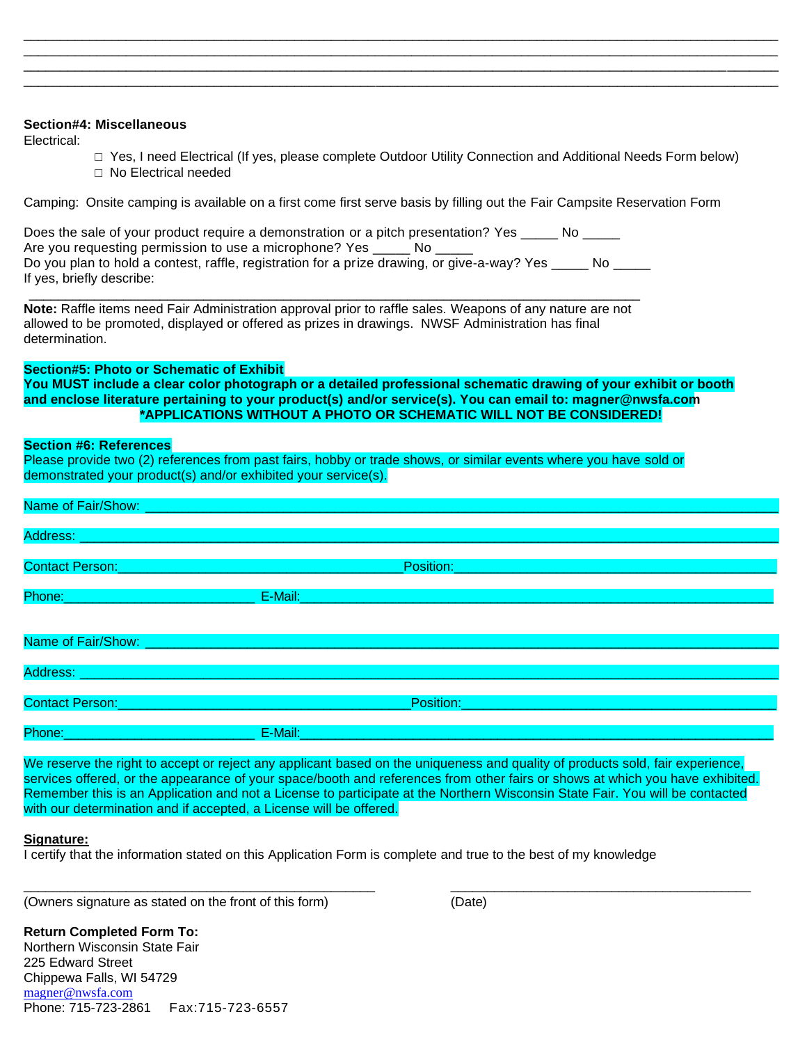\_\_\_\_\_\_\_\_\_\_\_\_\_\_\_\_\_\_\_\_\_\_\_\_\_\_\_\_\_\_\_\_\_\_\_\_\_\_\_\_\_\_\_\_\_\_\_\_\_\_\_\_\_\_\_\_\_\_\_\_\_\_\_\_\_\_\_\_\_\_\_\_\_\_\_\_\_\_\_\_

\_\_\_\_\_\_\_\_\_\_\_\_\_\_\_\_\_\_\_\_\_\_\_\_\_\_\_\_\_\_\_\_\_\_\_\_\_\_\_\_\_\_\_\_\_\_\_\_\_\_\_\_\_\_\_\_\_\_\_\_\_\_\_\_\_\_\_\_\_\_\_\_\_\_\_\_\_\_\_\_

\_\_\_\_\_\_\_\_\_\_\_\_\_\_\_\_\_\_\_\_\_\_\_\_\_\_\_\_\_\_\_\_\_\_\_\_\_\_\_\_\_\_\_\_\_\_\_\_\_\_\_\_\_\_\_\_\_\_\_\_\_\_\_\_\_\_\_\_\_\_\_\_\_\_\_\_\_\_\_\_

\_\_\_\_\_\_\_\_\_\_\_\_\_\_\_\_\_\_\_\_\_\_\_\_\_\_\_\_\_\_\_\_\_\_\_\_\_\_\_\_\_\_\_\_\_\_\_\_\_\_\_\_\_\_\_\_\_\_\_\_\_\_\_\_\_\_\_\_\_\_\_\_\_\_\_\_\_\_\_\_

**Section#4: Miscellaneous**

Electrical:

- □ Yes, I need Electrical (If yes, please complete Outdoor Utility Connection and Additional Needs Form below)
- □ No Electrical needed

Camping: Onsite camping is available on a first come first serve basis by filling out the Fair Campsite Reservation Form

Does the sale of your product require a demonstration or a pitch presentation? Yes _____ No _____

Are you requesting permission to use a microphone? Yes _____ No _____

Do you plan to hold a contest, raffle, registration for a prize drawing, or give-a-way? Yes _____ No _____

If yes, briefly describe:

\_\_\_\_\_\_\_\_\_\_\_\_\_\_\_\_\_\_\_\_\_\_\_\_\_\_\_\_\_\_\_\_\_\_\_\_\_\_\_\_\_\_\_\_\_\_\_\_\_\_\_\_\_\_\_\_\_\_\_\_\_\_\_\_\_\_\_\_\_\_\_\_\_\_\_\_

**Note:** Raffle items need Fair Administration approval prior to raffle sales. Weapons of any nature are not allowed to be promoted, displayed or offered as prizes in drawings. NWSF Administration has final determination.

**Section#5: Photo or Schematic of Exhibit**

**You MUST include a clear color photograph or a detailed professional schematic drawing of your exhibit or booth and enclose literature pertaining to your product(s) and/or service(s). You can email to: magner@nwsfa.com**

**\*APPLICATIONS WITHOUT A PHOTO OR SCHEMATIC WILL NOT BE CONSIDERED!**

**Section #6: References**

Please provide two (2) references from past fairs, hobby or trade shows, or similar events where you have sold or demonstrated your product(s) and/or exhibited your service(s).

Name of Fair/Show: \_\_\_\_\_\_\_\_\_\_\_\_\_\_\_\_\_\_\_\_\_\_\_\_\_\_\_\_\_\_\_\_\_\_\_\_\_\_\_\_\_\_\_\_\_\_\_\_\_\_\_\_\_\_\_\_\_\_\_\_\_\_\_\_

Address: \_\_\_\_\_\_\_\_\_\_\_\_\_\_\_\_\_\_\_\_\_\_\_\_\_\_\_\_\_\_\_\_\_\_\_\_\_\_\_\_\_\_\_\_\_\_\_\_\_\_\_\_\_\_\_\_\_\_\_\_\_\_\_\_\_\_\_\_\_\_\_

Contact Person: \_\_\_\_\_\_\_\_\_\_\_\_\_\_\_\_\_\_\_\_\_\_\_\_\_\_\_\_\_\_\_\_ Position: \_\_\_\_\_\_\_\_\_\_\_\_\_\_\_\_\_\_\_\_\_\_\_\_\_\_\_\_\_\_\_\_\_\_\_

Phone: \_\_\_\_\_\_\_\_\_\_\_\_\_\_\_\_\_\_\_\_\_ E-Mail: \_\_\_\_\_\_\_\_\_\_\_\_\_\_\_\_\_\_\_\_\_\_\_\_\_\_\_\_\_\_\_\_\_\_\_\_\_\_\_\_\_\_\_\_\_\_\_\_\_\_\_

Name of Fair/Show: \_\_\_\_\_\_\_\_\_\_\_\_\_\_\_\_\_\_\_\_\_\_\_\_\_\_\_\_\_\_\_\_\_\_\_\_\_\_\_\_\_\_\_\_\_\_\_\_\_\_\_\_\_\_\_\_\_\_\_\_\_\_\_\_

Address: \_\_\_\_\_\_\_\_\_\_\_\_\_\_\_\_\_\_\_\_\_\_\_\_\_\_\_\_\_\_\_\_\_\_\_\_\_\_\_\_\_\_\_\_\_\_\_\_\_\_\_\_\_\_\_\_\_\_\_\_\_\_\_\_\_\_\_\_\_\_\_

Contact Person: \_\_\_\_\_\_\_\_\_\_\_\_\_\_\_\_\_\_\_\_\_\_\_\_\_\_\_\_\_\_\_\_ Position: \_\_\_\_\_\_\_\_\_\_\_\_\_\_\_\_\_\_\_\_\_\_\_\_\_\_\_\_\_\_\_\_\_\_\_

Phone: \_\_\_\_\_\_\_\_\_\_\_\_\_\_\_\_\_\_\_\_\_ E-Mail: \_\_\_\_\_\_\_\_\_\_\_\_\_\_\_\_\_\_\_\_\_\_\_\_\_\_\_\_\_\_\_\_\_\_\_\_\_\_\_\_\_\_\_\_\_\_\_\_\_\_\_

We reserve the right to accept or reject any applicant based on the uniqueness and quality of products sold, fair experience, services offered, or the appearance of your space/booth and references from other fairs or shows at which you have exhibited. Remember this is an Application and not a License to participate at the Northern Wisconsin State Fair. You will be contacted with our determination and if accepted, a License will be offered.

**Signature:**

I certify that the information stated on this Application Form is complete and true to the best of my knowledge

\_\_\_\_\_\_\_\_\_\_\_\_\_\_\_\_\_\_\_\_\_\_\_\_\_\_\_\_\_\_\_\_\_\_\_\_\_\_\_\_\_ \_\_\_\_\_\_\_\_\_\_\_\_\_\_\_\_\_\_\_\_\_\_\_\_\_\_\_\_\_\_\_\_\_\_\_\_

(Owners signature as stated on the front of this form) (Date)

**Return Completed Form To:**

Northern Wisconsin State Fair
225 Edward Street
Chippewa Falls, WI 54729
magner@nwsfa.com
Phone: 715-723-2861 Fax: 715-723-6557